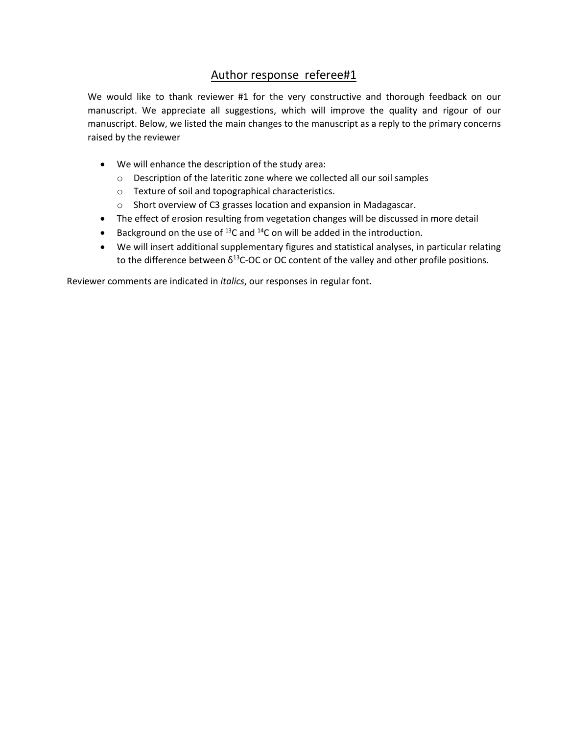# Author response referee#1

We would like to thank reviewer #1 for the very constructive and thorough feedback on our manuscript. We appreciate all suggestions, which will improve the quality and rigour of our manuscript. Below, we listed the main changes to the manuscript as a reply to the primary concerns raised by the reviewer

- We will enhance the description of the study area:
  - Description of the lateritic zone where we collected all our soil samples
  - Texture of soil and topographical characteristics.
  - Short overview of C3 grasses location and expansion in Madagascar.
- The effect of erosion resulting from vegetation changes will be discussed in more detail
- Background on the use of $^{13}C$ and $^{14}C$ on will be added in the introduction.
- We will insert additional supplementary figures and statistical analyses, in particular relating to the difference between $\delta^{13}C$-OC or OC content of the valley and other profile positions.

Reviewer comments are indicated in *italics*, our responses in regular font**.**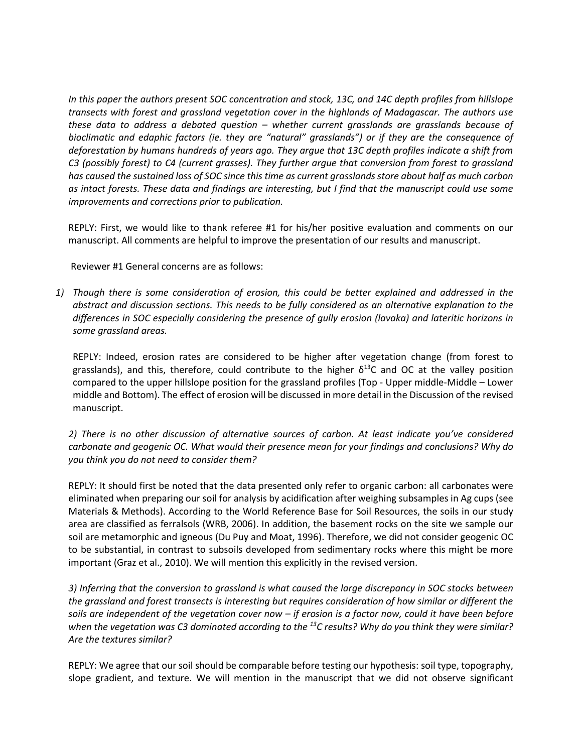*In this paper the authors present SOC concentration and stock, 13C, and 14C depth profiles from hillslope transects with forest and grassland vegetation cover in the highlands of Madagascar. The authors use these data to address a debated question – whether current grasslands are grasslands because of bioclimatic and edaphic factors (ie. they are "natural" grasslands") or if they are the consequence of deforestation by humans hundreds of years ago. They argue that 13C depth profiles indicate a shift from C3 (possibly forest) to C4 (current grasses). They further argue that conversion from forest to grassland has caused the sustained loss of SOC since this time as current grasslands store about half as much carbon as intact forests. These data and findings are interesting, but I find that the manuscript could use some improvements and corrections prior to publication.*

REPLY: First, we would like to thank referee #1 for his/her positive evaluation and comments on our manuscript. All comments are helpful to improve the presentation of our results and manuscript.

Reviewer #1 General concerns are as follows:

1) *Though there is some consideration of erosion, this could be better explained and addressed in the abstract and discussion sections. This needs to be fully considered as an alternative explanation to the differences in SOC especially considering the presence of gully erosion (lavaka) and lateritic horizons in some grassland areas.*

   REPLY: Indeed, erosion rates are considered to be higher after vegetation change (from forest to grasslands), and this, therefore, could contribute to the higher $\delta^{13}C$ and OC at the valley position compared to the upper hillslope position for the grassland profiles (Top - Upper middle-Middle – Lower middle and Bottom). The effect of erosion will be discussed in more detail in the Discussion of the revised manuscript.

2) *There is no other discussion of alternative sources of carbon. At least indicate you've considered carbonate and geogenic OC. What would their presence mean for your findings and conclusions? Why do you think you do not need to consider them?*

   REPLY: It should first be noted that the data presented only refer to organic carbon: all carbonates were eliminated when preparing our soil for analysis by acidification after weighing subsamples in Ag cups (see Materials & Methods). According to the World Reference Base for Soil Resources, the soils in our study area are classified as ferralsols (WRB, 2006). In addition, the basement rocks on the site we sample our soil are metamorphic and igneous (Du Puy and Moat, 1996). Therefore, we did not consider geogenic OC to be substantial, in contrast to subsoils developed from sedimentary rocks where this might be more important (Graz et al., 2010). We will mention this explicitly in the revised version.

3) *Inferring that the conversion to grassland is what caused the large discrepancy in SOC stocks between the grassland and forest transects is interesting but requires consideration of how similar or different the soils are independent of the vegetation cover now – if erosion is a factor now, could it have been before when the vegetation was C3 dominated according to the $^{13}C$ results? Why do you think they were similar? Are the textures similar?*

   REPLY: We agree that our soil should be comparable before testing our hypothesis: soil type, topography, slope gradient, and texture. We will mention in the manuscript that we did not observe significant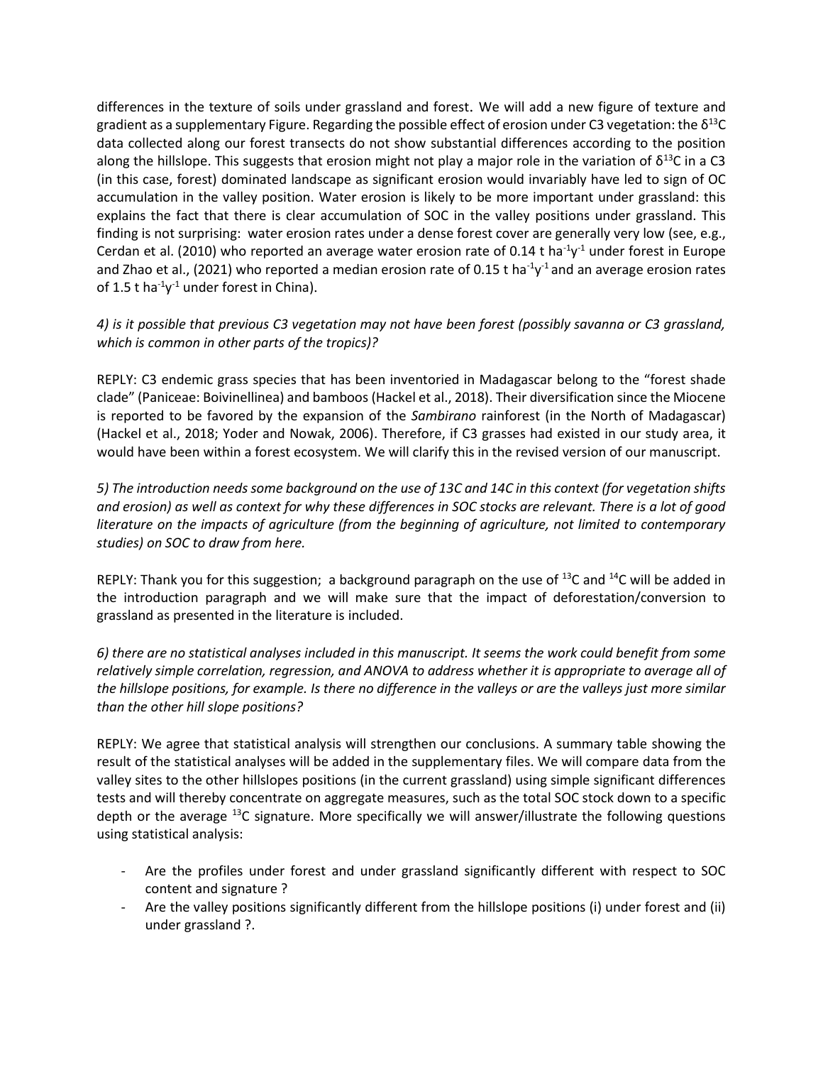differences in the texture of soils under grassland and forest. We will add a new figure of texture and gradient as a supplementary Figure. Regarding the possible effect of erosion under C3 vegetation: the $\delta^{13}C$ data collected along our forest transects do not show substantial differences according to the position along the hillslope. This suggests that erosion might not play a major role in the variation of $\delta^{13}C$ in a C3 (in this case, forest) dominated landscape as significant erosion would invariably have led to sign of OC accumulation in the valley position. Water erosion is likely to be more important under grassland: this explains the fact that there is clear accumulation of SOC in the valley positions under grassland. This finding is not surprising: water erosion rates under a dense forest cover are generally very low (see, e.g., Cerdan et al. (2010) who reported an average water erosion rate of 0.14 t $ha^{-1}y^{-1}$ under forest in Europe and Zhao et al., (2021) who reported a median erosion rate of 0.15 t $ha^{-1}y^{-1}$ and an average erosion rates of 1.5 t $ha^{-1}y^{-1}$ under forest in China).

*4) is it possible that previous C3 vegetation may not have been forest (possibly savanna or C3 grassland, which is common in other parts of the tropics)?*

REPLY: C3 endemic grass species that has been inventoried in Madagascar belong to the "forest shade clade" (Paniceae: Boivinellinea) and bamboos (Hackel et al., 2018). Their diversification since the Miocene is reported to be favored by the expansion of the *Sambirano* rainforest (in the North of Madagascar) (Hackel et al., 2018; Yoder and Nowak, 2006). Therefore, if C3 grasses had existed in our study area, it would have been within a forest ecosystem. We will clarify this in the revised version of our manuscript.

*5) The introduction needs some background on the use of 13C and 14C in this context (for vegetation shifts and erosion) as well as context for why these differences in SOC stocks are relevant. There is a lot of good literature on the impacts of agriculture (from the beginning of agriculture, not limited to contemporary studies) on SOC to draw from here.*

REPLY: Thank you for this suggestion; a background paragraph on the use of $^{13}C$ and $^{14}C$ will be added in the introduction paragraph and we will make sure that the impact of deforestation/conversion to grassland as presented in the literature is included.

*6) there are no statistical analyses included in this manuscript. It seems the work could benefit from some relatively simple correlation, regression, and ANOVA to address whether it is appropriate to average all of the hillslope positions, for example. Is there no difference in the valleys or are the valleys just more similar than the other hill slope positions?*

REPLY: We agree that statistical analysis will strengthen our conclusions. A summary table showing the result of the statistical analyses will be added in the supplementary files. We will compare data from the valley sites to the other hillslopes positions (in the current grassland) using simple significant differences tests and will thereby concentrate on aggregate measures, such as the total SOC stock down to a specific depth or the average $^{13}C$ signature. More specifically we will answer/illustrate the following questions using statistical analysis:

- Are the profiles under forest and under grassland significantly different with respect to SOC content and signature ?
- Are the valley positions significantly different from the hillslope positions (i) under forest and (ii) under grassland ?.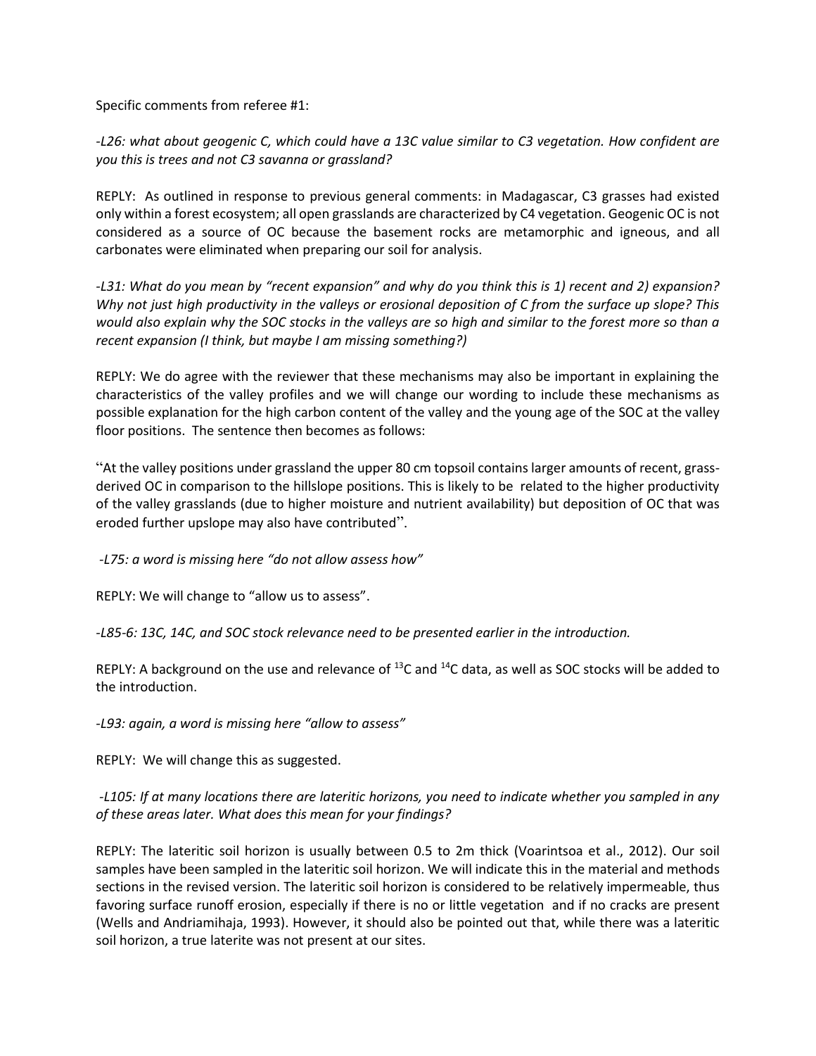Specific comments from referee #1:

*-L26: what about geogenic C, which could have a 13C value similar to C3 vegetation. How confident are you this is trees and not C3 savanna or grassland?*

REPLY: As outlined in response to previous general comments: in Madagascar, C3 grasses had existed only within a forest ecosystem; all open grasslands are characterized by C4 vegetation. Geogenic OC is not considered as a source of OC because the basement rocks are metamorphic and igneous, and all carbonates were eliminated when preparing our soil for analysis.

*-L31: What do you mean by "recent expansion" and why do you think this is 1) recent and 2) expansion? Why not just high productivity in the valleys or erosional deposition of C from the surface up slope? This would also explain why the SOC stocks in the valleys are so high and similar to the forest more so than a recent expansion (I think, but maybe I am missing something?)*

REPLY: We do agree with the reviewer that these mechanisms may also be important in explaining the characteristics of the valley profiles and we will change our wording to include these mechanisms as possible explanation for the high carbon content of the valley and the young age of the SOC at the valley floor positions. The sentence then becomes as follows:

"At the valley positions under grassland the upper 80 cm topsoil contains larger amounts of recent, grass-derived OC in comparison to the hillslope positions. This is likely to be related to the higher productivity of the valley grasslands (due to higher moisture and nutrient availability) but deposition of OC that was eroded further upslope may also have contributed".

*-L75: a word is missing here "do not allow assess how"*

REPLY: We will change to "allow us to assess".

*-L85-6: 13C, 14C, and SOC stock relevance need to be presented earlier in the introduction.*

REPLY: A background on the use and relevance of $^{13}C$ and $^{14}C$ data, as well as SOC stocks will be added to the introduction.

*-L93: again, a word is missing here "allow to assess"*

REPLY: We will change this as suggested.

*-L105: If at many locations there are lateritic horizons, you need to indicate whether you sampled in any of these areas later. What does this mean for your findings?*

REPLY: The lateritic soil horizon is usually between 0.5 to 2m thick (Voarintsoa et al., 2012). Our soil samples have been sampled in the lateritic soil horizon. We will indicate this in the material and methods sections in the revised version. The lateritic soil horizon is considered to be relatively impermeable, thus favoring surface runoff erosion, especially if there is no or little vegetation and if no cracks are present (Wells and Andriamihaja, 1993). However, it should also be pointed out that, while there was a lateritic soil horizon, a true laterite was not present at our sites.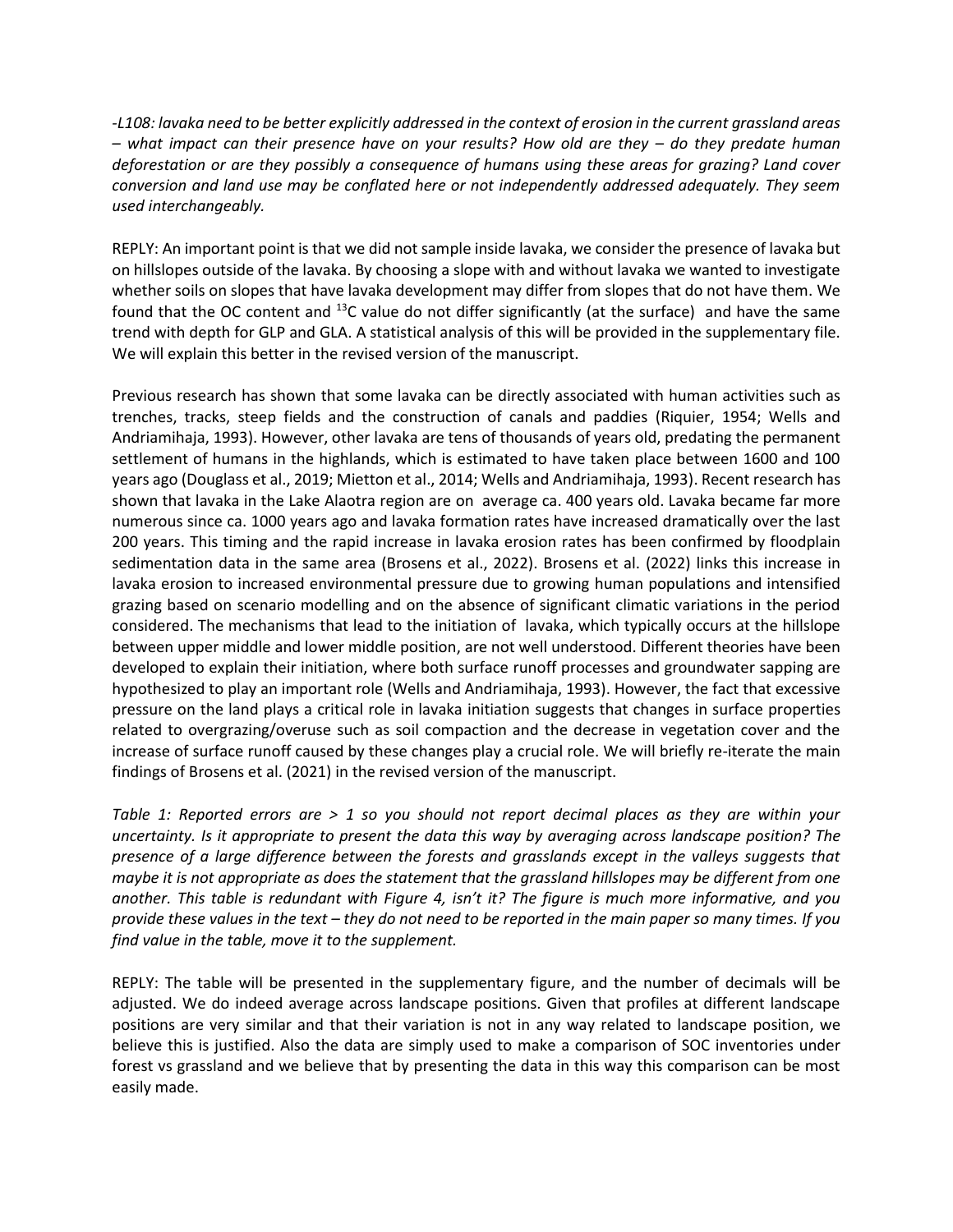*-L108: lavaka need to be better explicitly addressed in the context of erosion in the current grassland areas – what impact can their presence have on your results? How old are they – do they predate human deforestation or are they possibly a consequence of humans using these areas for grazing? Land cover conversion and land use may be conflated here or not independently addressed adequately. They seem used interchangeably.*

REPLY: An important point is that we did not sample inside lavaka, we consider the presence of lavaka but on hillslopes outside of the lavaka. By choosing a slope with and without lavaka we wanted to investigate whether soils on slopes that have lavaka development may differ from slopes that do not have them. We found that the OC content and $^{13}C$ value do not differ significantly (at the surface) and have the same trend with depth for GLP and GLA. A statistical analysis of this will be provided in the supplementary file. We will explain this better in the revised version of the manuscript.

Previous research has shown that some lavaka can be directly associated with human activities such as trenches, tracks, steep fields and the construction of canals and paddies (Riquier, 1954; Wells and Andriamihaja, 1993). However, other lavaka are tens of thousands of years old, predating the permanent settlement of humans in the highlands, which is estimated to have taken place between 1600 and 100 years ago (Douglass et al., 2019; Mietton et al., 2014; Wells and Andriamihaja, 1993). Recent research has shown that lavaka in the Lake Alaotra region are on average ca. 400 years old. Lavaka became far more numerous since ca. 1000 years ago and lavaka formation rates have increased dramatically over the last 200 years. This timing and the rapid increase in lavaka erosion rates has been confirmed by floodplain sedimentation data in the same area (Brosens et al., 2022). Brosens et al. (2022) links this increase in lavaka erosion to increased environmental pressure due to growing human populations and intensified grazing based on scenario modelling and on the absence of significant climatic variations in the period considered. The mechanisms that lead to the initiation of lavaka, which typically occurs at the hillslope between upper middle and lower middle position, are not well understood. Different theories have been developed to explain their initiation, where both surface runoff processes and groundwater sapping are hypothesized to play an important role (Wells and Andriamihaja, 1993). However, the fact that excessive pressure on the land plays a critical role in lavaka initiation suggests that changes in surface properties related to overgrazing/overuse such as soil compaction and the decrease in vegetation cover and the increase of surface runoff caused by these changes play a crucial role. We will briefly re-iterate the main findings of Brosens et al. (2021) in the revised version of the manuscript.

*Table 1: Reported errors are > 1 so you should not report decimal places as they are within your uncertainty. Is it appropriate to present the data this way by averaging across landscape position? The presence of a large difference between the forests and grasslands except in the valleys suggests that maybe it is not appropriate as does the statement that the grassland hillslopes may be different from one another. This table is redundant with Figure 4, isn't it? The figure is much more informative, and you provide these values in the text – they do not need to be reported in the main paper so many times. If you find value in the table, move it to the supplement.*

REPLY: The table will be presented in the supplementary figure, and the number of decimals will be adjusted. We do indeed average across landscape positions. Given that profiles at different landscape positions are very similar and that their variation is not in any way related to landscape position, we believe this is justified. Also the data are simply used to make a comparison of SOC inventories under forest vs grassland and we believe that by presenting the data in this way this comparison can be most easily made.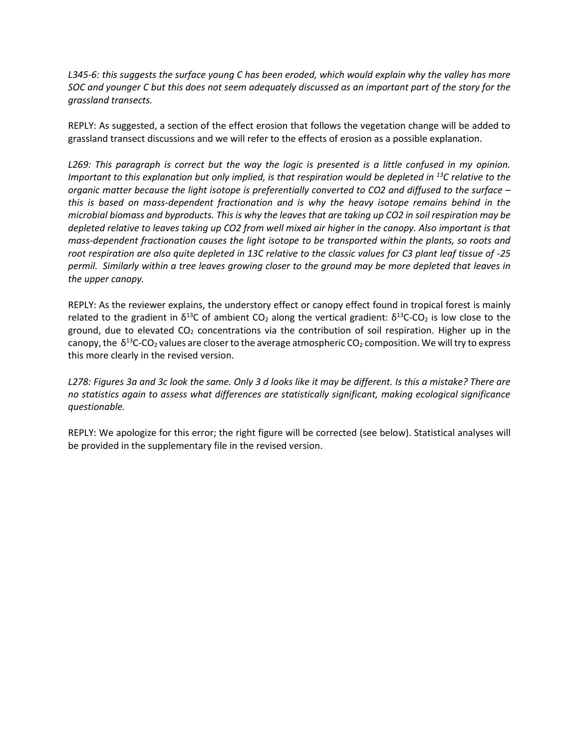*L345-6: this suggests the surface young C has been eroded, which would explain why the valley has more SOC and younger C but this does not seem adequately discussed as an important part of the story for the grassland transects.*

REPLY: As suggested, a section of the effect erosion that follows the vegetation change will be added to grassland transect discussions and we will refer to the effects of erosion as a possible explanation.

*L269: This paragraph is correct but the way the logic is presented is a little confused in my opinion. Important to this explanation but only implied, is that respiration would be depleted in $^{13}C$ relative to the organic matter because the light isotope is preferentially converted to CO2 and diffused to the surface – this is based on mass-dependent fractionation and is why the heavy isotope remains behind in the microbial biomass and byproducts. This is why the leaves that are taking up CO2 in soil respiration may be depleted relative to leaves taking up CO2 from well mixed air higher in the canopy. Also important is that mass-dependent fractionation causes the light isotope to be transported within the plants, so roots and root respiration are also quite depleted in 13C relative to the classic values for C3 plant leaf tissue of -25 permil. Similarly within a tree leaves growing closer to the ground may be more depleted that leaves in the upper canopy.*

REPLY: As the reviewer explains, the understory effect or canopy effect found in tropical forest is mainly related to the gradient in $\delta^{13}C$ of ambient $CO_2$ along the vertical gradient: $\delta^{13}C$-$CO_2$ is low close to the ground, due to elevated $CO_2$ concentrations via the contribution of soil respiration. Higher up in the canopy, the $\delta^{13}C$-$CO_2$ values are closer to the average atmospheric $CO_2$ composition. We will try to express this more clearly in the revised version.

*L278: Figures 3a and 3c look the same. Only 3 d looks like it may be different. Is this a mistake? There are no statistics again to assess what differences are statistically significant, making ecological significance questionable.*

REPLY: We apologize for this error; the right figure will be corrected (see below). Statistical analyses will be provided in the supplementary file in the revised version.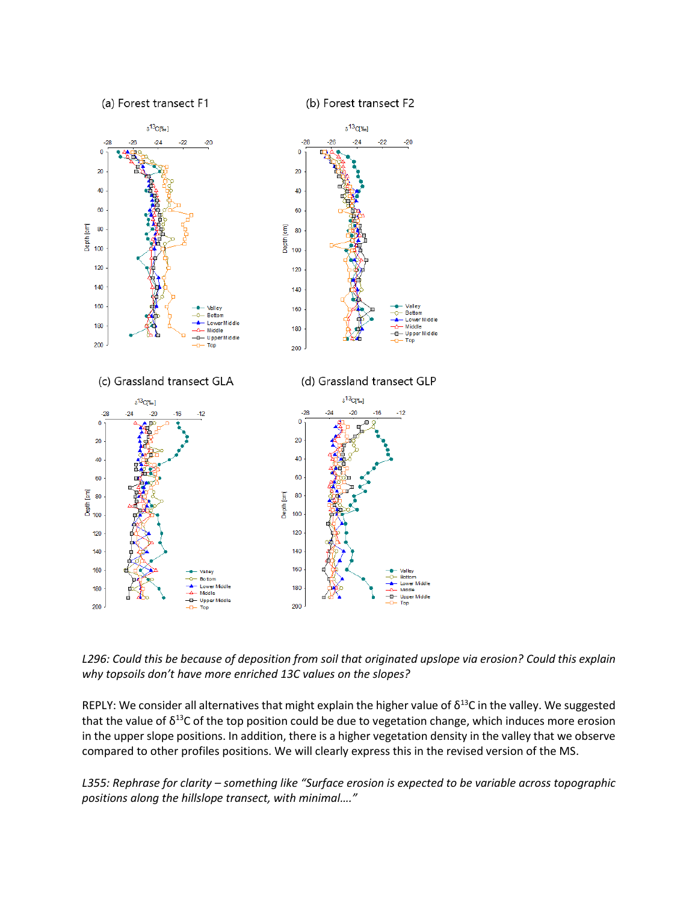(a) Forest transect F1

(b) Forest transect F2

(c) Grassland transect GLA

(d) Grassland transect GLP

*L296: Could this be because of deposition from soil that originated upslope via erosion? Could this explain why topsoils don't have more enriched 13C values on the slopes?*

REPLY: We consider all alternatives that might explain the higher value of $\delta^{13}C$ in the valley. We suggested that the value of $\delta^{13}C$ of the top position could be due to vegetation change, which induces more erosion in the upper slope positions. In addition, there is a higher vegetation density in the valley that we observe compared to other profiles positions. We will clearly express this in the revised version of the MS.

*L355: Rephrase for clarity – something like "Surface erosion is expected to be variable across topographic positions along the hillslope transect, with minimal…."*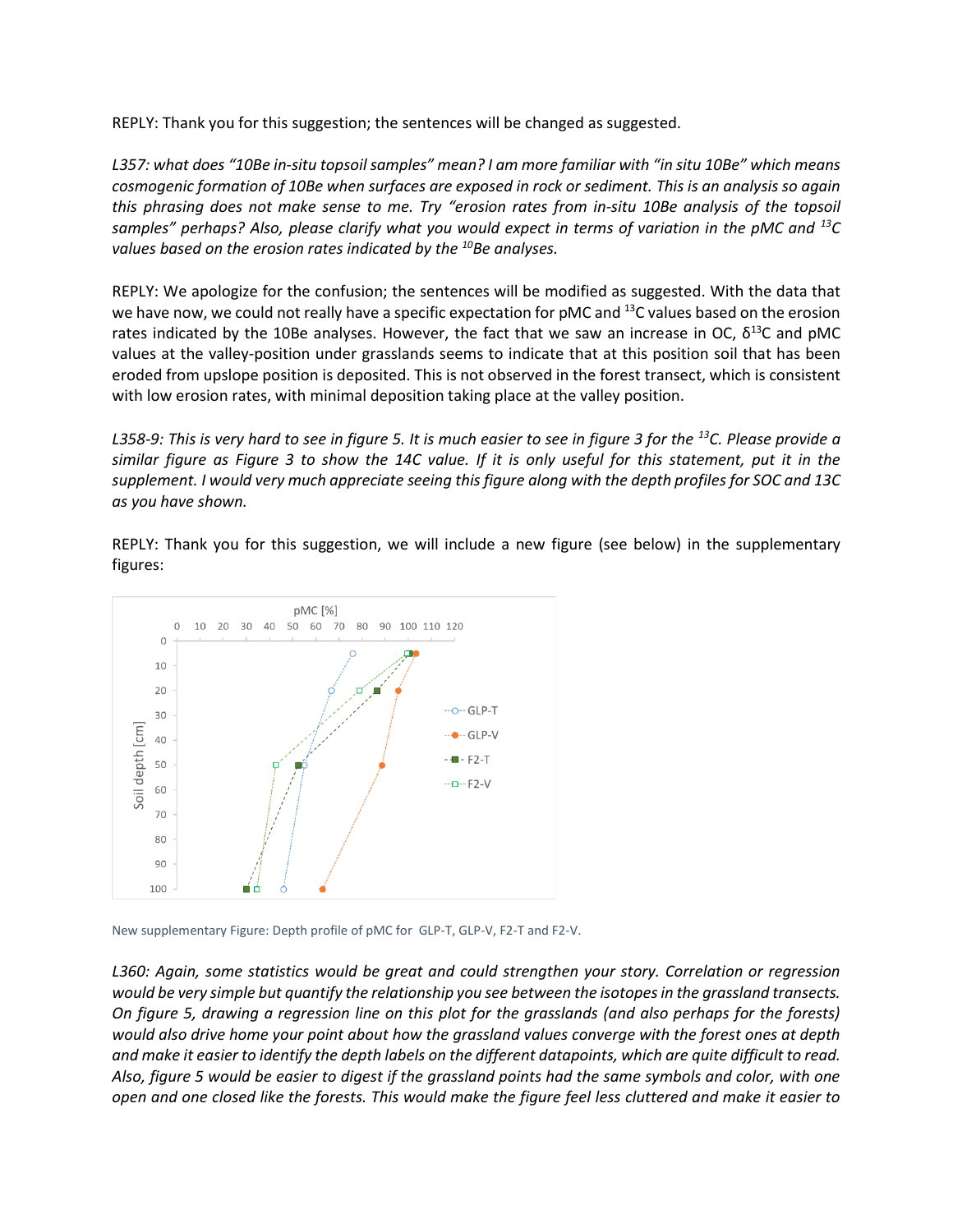REPLY: Thank you for this suggestion; the sentences will be changed as suggested.

*L357: what does "10Be in-situ topsoil samples" mean? I am more familiar with "in situ 10Be" which means cosmogenic formation of 10Be when surfaces are exposed in rock or sediment. This is an analysis so again this phrasing does not make sense to me. Try "erosion rates from in-situ 10Be analysis of the topsoil samples" perhaps? Also, please clarify what you would expect in terms of variation in the pMC and $^{13}$C values based on the erosion rates indicated by the $^{10}$Be analyses.*

REPLY: We apologize for the confusion; the sentences will be modified as suggested. With the data that we have now, we could not really have a specific expectation for pMC and $^{13}$C values based on the erosion rates indicated by the 10Be analyses. However, the fact that we saw an increase in OC, $\delta^{13}$C and pMC values at the valley-position under grasslands seems to indicate that at this position soil that has been eroded from upslope position is deposited. This is not observed in the forest transect, which is consistent with low erosion rates, with minimal deposition taking place at the valley position.

*L358-9: This is very hard to see in figure 5. It is much easier to see in figure 3 for the $^{13}$C. Please provide a similar figure as Figure 3 to show the 14C value. If it is only useful for this statement, put it in the supplement. I would very much appreciate seeing this figure along with the depth profiles for SOC and 13C as you have shown.*

REPLY: Thank you for this suggestion, we will include a new figure (see below) in the supplementary figures:

New supplementary Figure: Depth profile of pMC for GLP-T, GLP-V, F2-T and F2-V.

*L360: Again, some statistics would be great and could strengthen your story. Correlation or regression would be very simple but quantify the relationship you see between the isotopes in the grassland transects. On figure 5, drawing a regression line on this plot for the grasslands (and also perhaps for the forests) would also drive home your point about how the grassland values converge with the forest ones at depth and make it easier to identify the depth labels on the different datapoints, which are quite difficult to read. Also, figure 5 would be easier to digest if the grassland points had the same symbols and color, with one open and one closed like the forests. This would make the figure feel less cluttered and make it easier to*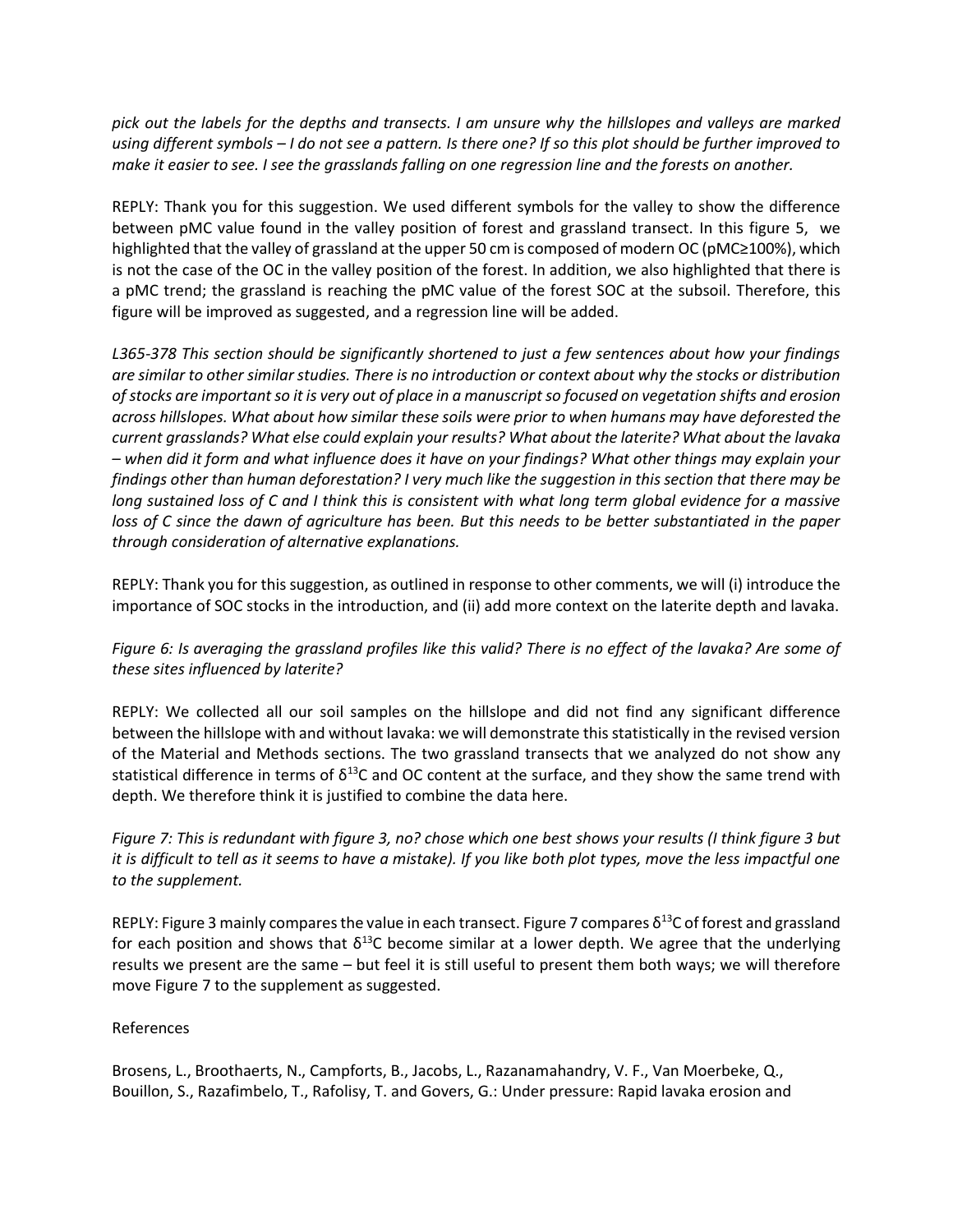*pick out the labels for the depths and transects. I am unsure why the hillslopes and valleys are marked using different symbols – I do not see a pattern. Is there one? If so this plot should be further improved to make it easier to see. I see the grasslands falling on one regression line and the forests on another.*

REPLY: Thank you for this suggestion. We used different symbols for the valley to show the difference between pMC value found in the valley position of forest and grassland transect. In this figure 5, we highlighted that the valley of grassland at the upper 50 cm is composed of modern OC (pMC≥100%), which is not the case of the OC in the valley position of the forest. In addition, we also highlighted that there is a pMC trend; the grassland is reaching the pMC value of the forest SOC at the subsoil. Therefore, this figure will be improved as suggested, and a regression line will be added.

*L365-378 This section should be significantly shortened to just a few sentences about how your findings are similar to other similar studies. There is no introduction or context about why the stocks or distribution of stocks are important so it is very out of place in a manuscript so focused on vegetation shifts and erosion across hillslopes. What about how similar these soils were prior to when humans may have deforested the current grasslands? What else could explain your results? What about the laterite? What about the lavaka – when did it form and what influence does it have on your findings? What other things may explain your findings other than human deforestation? I very much like the suggestion in this section that there may be long sustained loss of C and I think this is consistent with what long term global evidence for a massive loss of C since the dawn of agriculture has been. But this needs to be better substantiated in the paper through consideration of alternative explanations.*

REPLY: Thank you for this suggestion, as outlined in response to other comments, we will (i) introduce the importance of SOC stocks in the introduction, and (ii) add more context on the laterite depth and lavaka.

*Figure 6: Is averaging the grassland profiles like this valid? There is no effect of the lavaka? Are some of these sites influenced by laterite?*

REPLY: We collected all our soil samples on the hillslope and did not find any significant difference between the hillslope with and without lavaka: we will demonstrate this statistically in the revised version of the Material and Methods sections. The two grassland transects that we analyzed do not show any statistical difference in terms of $\delta^{13}C$ and OC content at the surface, and they show the same trend with depth. We therefore think it is justified to combine the data here.

*Figure 7: This is redundant with figure 3, no? chose which one best shows your results (I think figure 3 but it is difficult to tell as it seems to have a mistake). If you like both plot types, move the less impactful one to the supplement.*

REPLY: Figure 3 mainly compares the value in each transect. Figure 7 compares $\delta^{13}C$ of forest and grassland for each position and shows that $\delta^{13}C$ become similar at a lower depth. We agree that the underlying results we present are the same – but feel it is still useful to present them both ways; we will therefore move Figure 7 to the supplement as suggested.

References

Brosens, L., Broothaerts, N., Campforts, B., Jacobs, L., Razanamahandry, V. F., Van Moerbeke, Q., Bouillon, S., Razafimbelo, T., Rafolisy, T. and Govers, G.: Under pressure: Rapid lavaka erosion and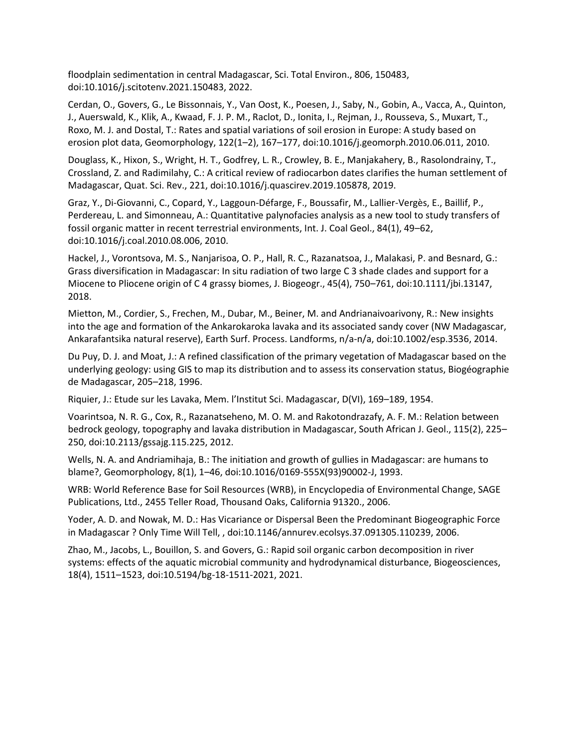floodplain sedimentation in central Madagascar, Sci. Total Environ., 806, 150483, doi:10.1016/j.scitotenv.2021.150483, 2022.

Cerdan, O., Govers, G., Le Bissonnais, Y., Van Oost, K., Poesen, J., Saby, N., Gobin, A., Vacca, A., Quinton, J., Auerswald, K., Klik, A., Kwaad, F. J. P. M., Raclot, D., Ionita, I., Rejman, J., Rousseva, S., Muxart, T., Roxo, M. J. and Dostal, T.: Rates and spatial variations of soil erosion in Europe: A study based on erosion plot data, Geomorphology, 122(1–2), 167–177, doi:10.1016/j.geomorph.2010.06.011, 2010.

Douglass, K., Hixon, S., Wright, H. T., Godfrey, L. R., Crowley, B. E., Manjakahery, B., Rasolondrainy, T., Crossland, Z. and Radimilahy, C.: A critical review of radiocarbon dates clarifies the human settlement of Madagascar, Quat. Sci. Rev., 221, doi:10.1016/j.quascirev.2019.105878, 2019.

Graz, Y., Di-Giovanni, C., Copard, Y., Laggoun-Défarge, F., Boussafir, M., Lallier-Vergès, E., Baillif, P., Perdereau, L. and Simonneau, A.: Quantitative palynofacies analysis as a new tool to study transfers of fossil organic matter in recent terrestrial environments, Int. J. Coal Geol., 84(1), 49–62, doi:10.1016/j.coal.2010.08.006, 2010.

Hackel, J., Vorontsova, M. S., Nanjarisoa, O. P., Hall, R. C., Razanatsoa, J., Malakasi, P. and Besnard, G.: Grass diversification in Madagascar: In situ radiation of two large C 3 shade clades and support for a Miocene to Pliocene origin of C 4 grassy biomes, J. Biogeogr., 45(4), 750–761, doi:10.1111/jbi.13147, 2018.

Mietton, M., Cordier, S., Frechen, M., Dubar, M., Beiner, M. and Andrianaivoarivony, R.: New insights into the age and formation of the Ankarokaroka lavaka and its associated sandy cover (NW Madagascar, Ankarafantsika natural reserve), Earth Surf. Process. Landforms, n/a-n/a, doi:10.1002/esp.3536, 2014.

Du Puy, D. J. and Moat, J.: A refined classification of the primary vegetation of Madagascar based on the underlying geology: using GIS to map its distribution and to assess its conservation status, Biogéographie de Madagascar, 205–218, 1996.

Riquier, J.: Etude sur les Lavaka, Mem. l'Institut Sci. Madagascar, D(VI), 169–189, 1954.

Voarintsoa, N. R. G., Cox, R., Razanatseheno, M. O. M. and Rakotondrazafy, A. F. M.: Relation between bedrock geology, topography and lavaka distribution in Madagascar, South African J. Geol., 115(2), 225–250, doi:10.2113/gssajg.115.225, 2012.

Wells, N. A. and Andriamihaja, B.: The initiation and growth of gullies in Madagascar: are humans to blame?, Geomorphology, 8(1), 1–46, doi:10.1016/0169-555X(93)90002-J, 1993.

WRB: World Reference Base for Soil Resources (WRB), in Encyclopedia of Environmental Change, SAGE Publications, Ltd., 2455 Teller Road, Thousand Oaks, California 91320., 2006.

Yoder, A. D. and Nowak, M. D.: Has Vicariance or Dispersal Been the Predominant Biogeographic Force in Madagascar ? Only Time Will Tell, , doi:10.1146/annurev.ecolsys.37.091305.110239, 2006.

Zhao, M., Jacobs, L., Bouillon, S. and Govers, G.: Rapid soil organic carbon decomposition in river systems: effects of the aquatic microbial community and hydrodynamical disturbance, Biogeosciences, 18(4), 1511–1523, doi:10.5194/bg-18-1511-2021, 2021.